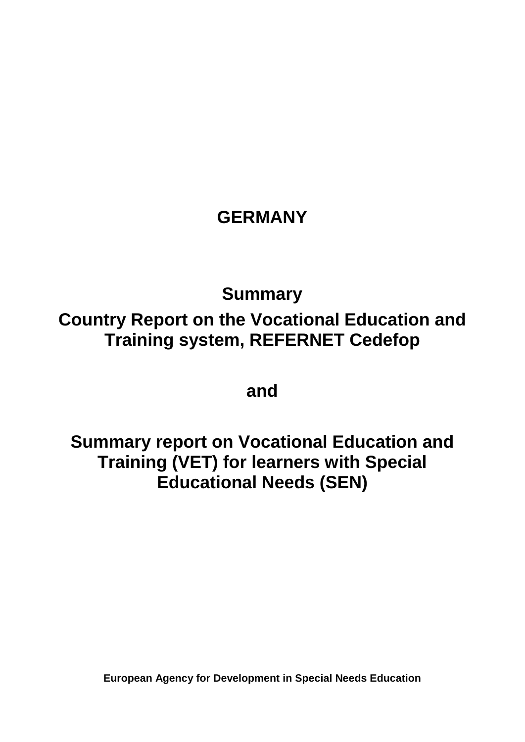# GERMANY

## Summary

## Country Report on the Vocational Education and Training system, REFERNET Cedefop

## and

## Summary report on Vocational Education and Training (VET) for learners with Special Educational Needs (SEN)

**European Agency for Development in Special Needs Education**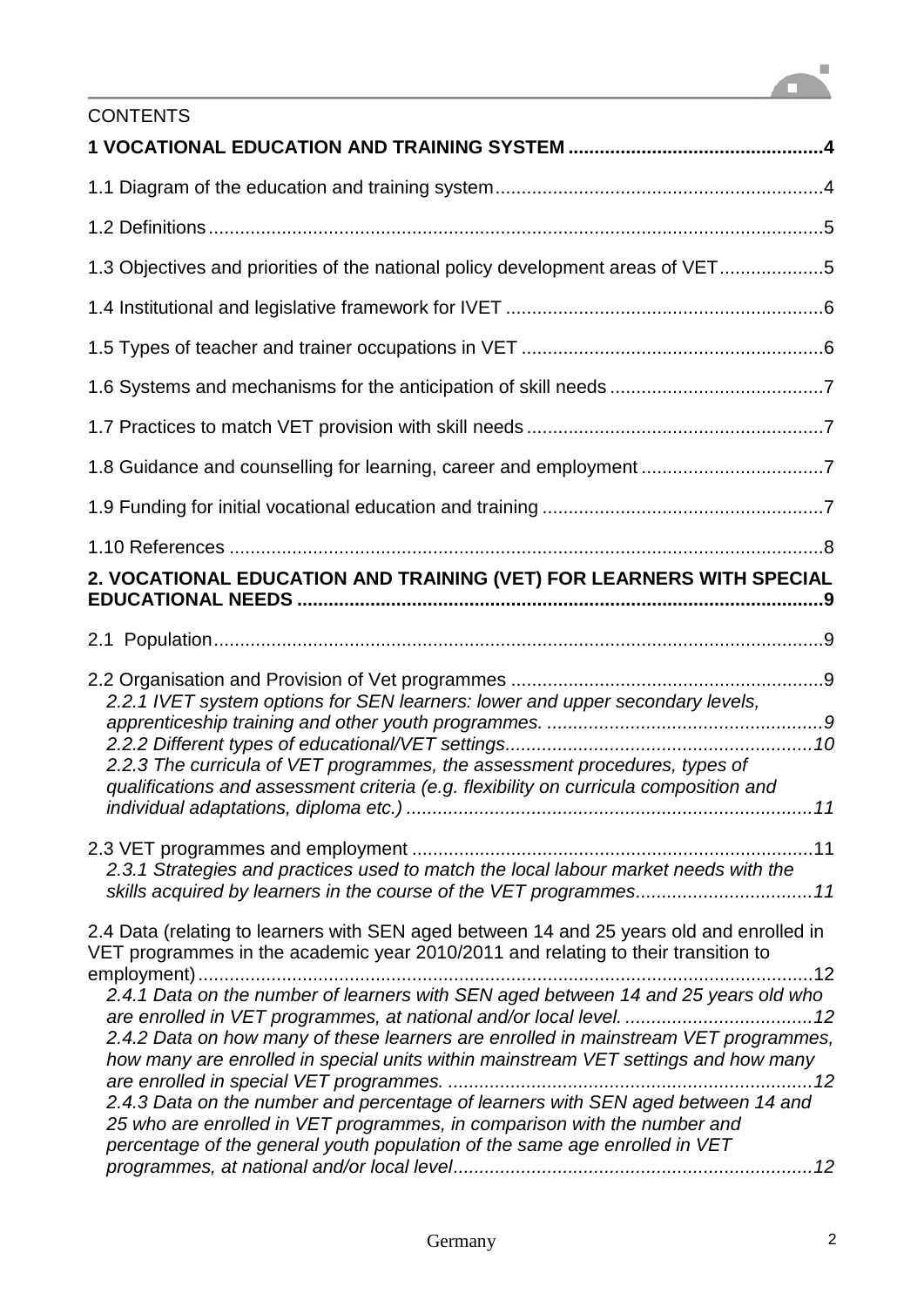CONTENTS

**1 VOCATIONAL EDUCATION AND TRAINING SYSTEM ................................................4**

1.1 Diagram of the education and training system..............................................................4

1.2 Definitions.....................................................................................................................5

1.3 Objectives and priorities of the national policy development areas of VET...................5

1.4 Institutional and legislative framework for IVET ............................................................6

1.5 Types of teacher and trainer occupations in VET .........................................................6

1.6 Systems and mechanisms for the anticipation of skill needs ........................................7

1.7 Practices to match VET provision with skill needs ........................................................7

1.8 Guidance and counselling for learning, career and employment ..................................7

1.9 Funding for initial vocational education and training .....................................................7

1.10 References .................................................................................................................8

**2. VOCATIONAL EDUCATION AND TRAINING (VET) FOR LEARNERS WITH SPECIAL EDUCATIONAL NEEDS ....................................................................................................9**

2.1 Population.....................................................................................................................9

2.2 Organisation and Provision of Vet programmes ...........................................................9

*2.2.1 IVET system options for SEN learners: lower and upper secondary levels, apprenticeship training and other youth programmes. ....................................................9*

*2.2.2 Different types of educational/VET settings..........................................................10*

*2.2.3 The curricula of VET programmes, the assessment procedures, types of qualifications and assessment criteria (e.g. flexibility on curricula composition and individual adaptations, diploma etc.) .............................................................................11*

2.3 VET programmes and employment ............................................................................11

*2.3.1 Strategies and practices used to match the local labour market needs with the skills acquired by learners in the course of the VET programmes.................................11*

2.4 Data (relating to learners with SEN aged between 14 and 25 years old and enrolled in VET programmes in the academic year 2010/2011 and relating to their transition to employment).....................................................................................................................12

*2.4.1 Data on the number of learners with SEN aged between 14 and 25 years old who are enrolled in VET programmes, at national and/or local level. ...................................12*

*2.4.2 Data on how many of these learners are enrolled in mainstream VET programmes, how many are enrolled in special units within mainstream VET settings and how many are enrolled in special VET programmes. ......................................................................12*

*2.4.3 Data on the number and percentage of learners with SEN aged between 14 and 25 who are enrolled in VET programmes, in comparison with the number and percentage of the general youth population of the same age enrolled in VET programmes, at national and/or local level.....................................................................12*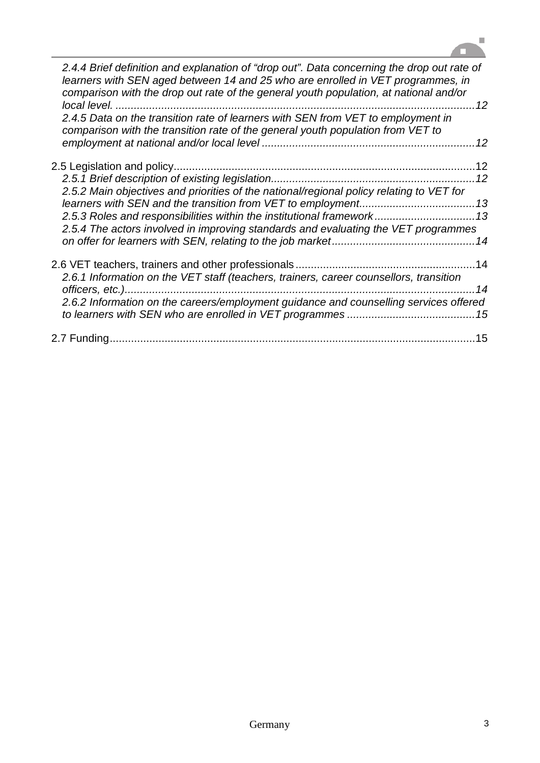*2.4.4 Brief definition and explanation of "drop out". Data concerning the drop out rate of learners with SEN aged between 14 and 25 who are enrolled in VET programmes, in comparison with the drop out rate of the general youth population, at national and/or local level.* ........................................................................................................................12
*2.4.5 Data on the transition rate of learners with SEN from VET to employment in comparison with the transition rate of the general youth population from VET to employment at national and/or local level* ......................................................................12

2.5 Legislation and policy..................................................................................................12
*2.5.1 Brief description of existing legislation*..................................................................12
*2.5.2 Main objectives and priorities of the national/regional policy relating to VET for learners with SEN and the transition from VET to employment*......................................13
*2.5.3 Roles and responsibilities within the institutional framework*.................................13
*2.5.4 The actors involved in improving standards and evaluating the VET programmes on offer for learners with SEN, relating to the job market*...............................................14

2.6 VET teachers, trainers and other professionals..........................................................14
*2.6.1 Information on the VET staff (teachers, trainers, career counsellors, transition officers, etc.)*..................................................................................................................14
*2.6.2 Information on the careers/employment guidance and counselling services offered to learners with SEN who are enrolled in VET programmes* ..........................................15

2.7 Funding........................................................................................................................15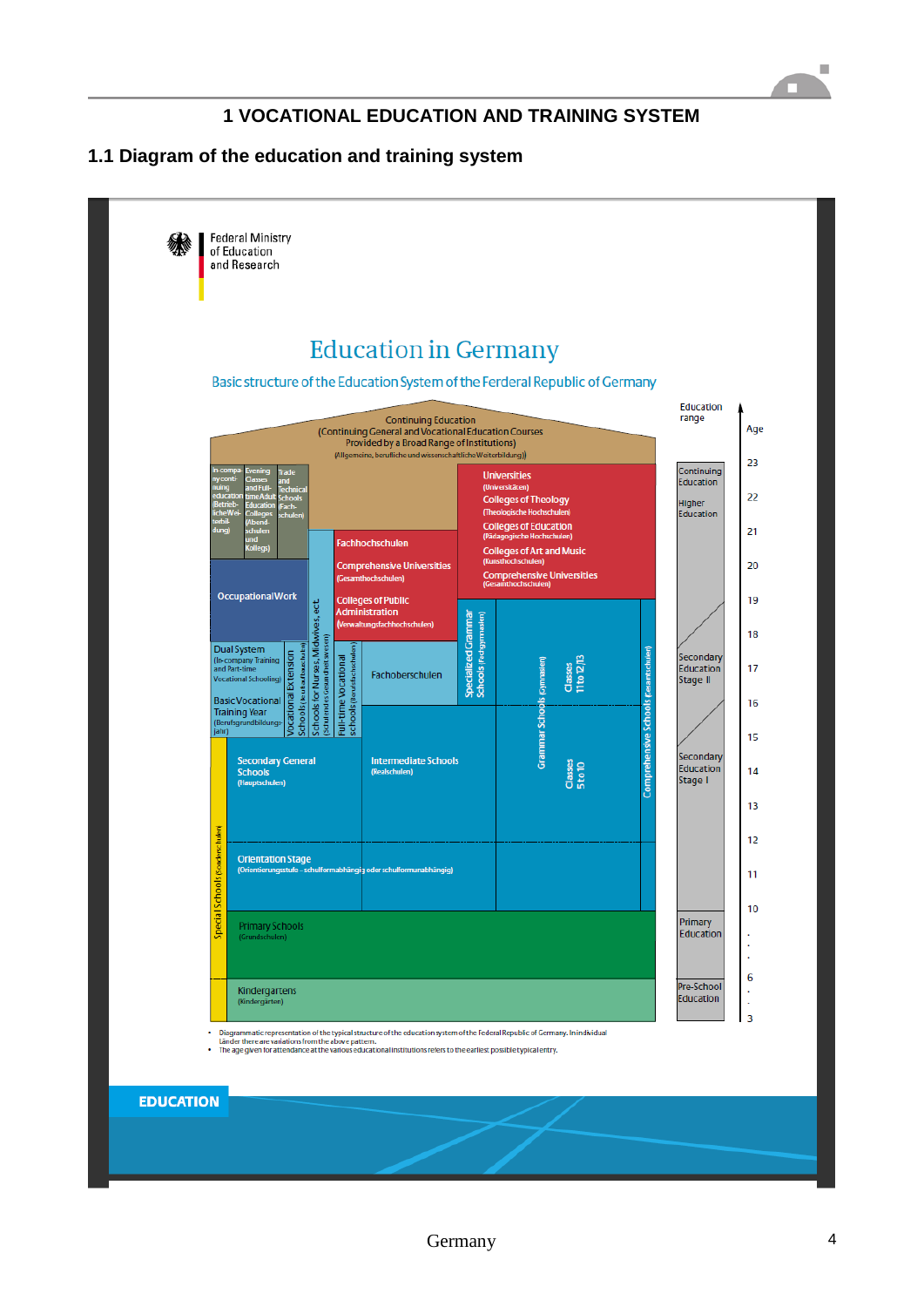# 1 VOCATIONAL EDUCATION AND TRAINING SYSTEM

## 1.1 Diagram of the education and training system

Federal Ministry of Education and Research

**Education in Germany**

Basic structure of the Education System of the Ferderal Republic of Germany

Continuing Education (Continuing General and Vocational Education Courses Provided by a Broad Range of Institutions) (Allgemeine, berufliche und wissenschaftliche Weiterbildung)

In-company continuing education (Betriebliche Weiterbildung) | Evening Classes and Full-time Adult Education Colleges (Abendschulen und Kollegs) | Trade and Technical Schools (Fachschulen)

Universities (Universitäten)
Colleges of Theology (Theologische Hochschulen)
Colleges of Education (Pädagogische Hochschulen)
Colleges of Art and Music (Kunsthochschulen)
Comprehensive Universities (Gesamthochschulen)

Fachhochschulen
Comprehensive Universities (Gesamthochschulen)
Colleges of Public Administration (Verwaltungsfachhochschulen)

Occupational Work

Dual System (In-company Training and Part-time Vocational Schooling)

Basic Vocational Training Year (Berufsgrundbildungsjahr)

Vocational Extension Schools (Berufsaufbauschulen)

Schools for Nurses, Midwives, ect. (Schulen des Gesundheitswesens)

Full-time Vocational schools (Berufsfachschulen)

Fachoberschulen

Specialized Grammar Schools (Fachgymnasien)

Grammar Schools (Gymnasien) — Classes 11 to 12/13; Classes 5 to 10

Comprehensive Schools (Gesamtschulen)

Secondary General Schools (Hauptschulen)

Intermediate Schools (Realschulen)

Orientation Stage (Orientierungsstufe - schulformabhängig oder schulformunabhängig)

Special Schools (Sonderschulen)

Primary Schools (Grundschulen)

Kindergartens (Kindergärten)

Education range: Continuing Education; Higher Education; Secondary Education Stage II; Secondary Education Stage I; Primary Education; Pre-School Education

Age: 23, 22, 21, 20, 19, 18, 17, 16, 15, 14, 13, 12, 11, 10, 6, 3

- Diagrammatic representation of the typical structure of the education system of the Federal Republic of Germany. In individual Länder there are variations from the above pattern.
- The age given for attendance at the various educational institutions refers to the earliest possible typical entry.

EDUCATION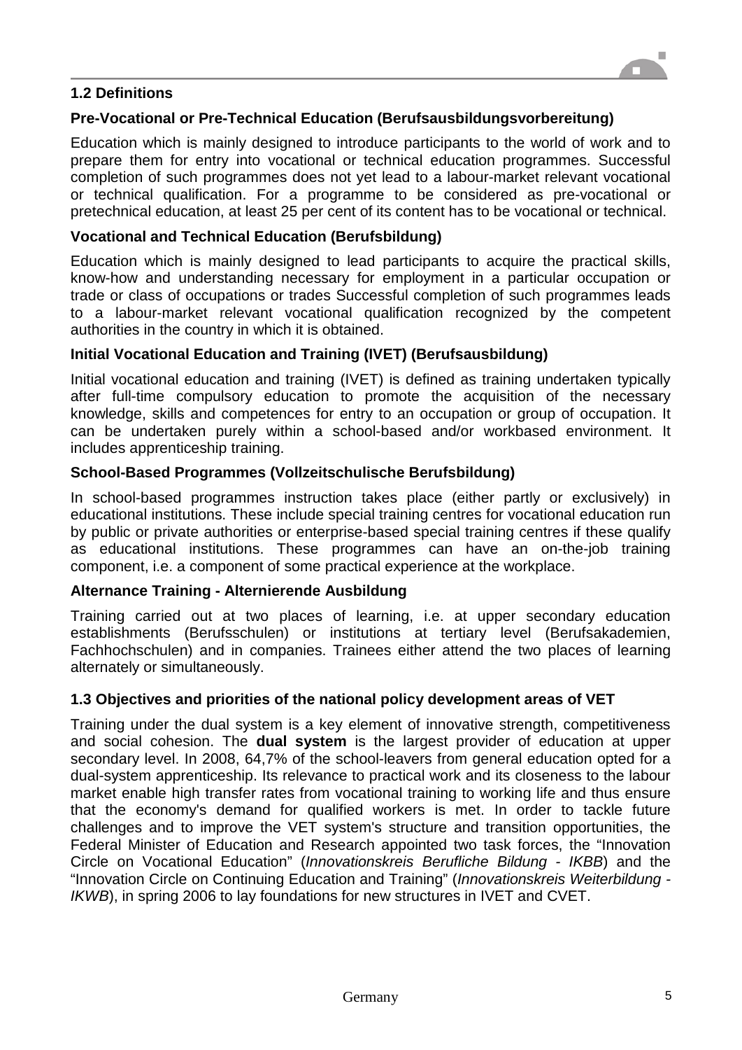## 1.2 Definitions

### Pre-Vocational or Pre-Technical Education (Berufsausbildungsvorbereitung)

Education which is mainly designed to introduce participants to the world of work and to prepare them for entry into vocational or technical education programmes. Successful completion of such programmes does not yet lead to a labour-market relevant vocational or technical qualification. For a programme to be considered as pre-vocational or pretechnical education, at least 25 per cent of its content has to be vocational or technical.

### Vocational and Technical Education (Berufsbildung)

Education which is mainly designed to lead participants to acquire the practical skills, know-how and understanding necessary for employment in a particular occupation or trade or class of occupations or trades Successful completion of such programmes leads to a labour-market relevant vocational qualification recognized by the competent authorities in the country in which it is obtained.

### Initial Vocational Education and Training (IVET) (Berufsausbildung)

Initial vocational education and training (IVET) is defined as training undertaken typically after full-time compulsory education to promote the acquisition of the necessary knowledge, skills and competences for entry to an occupation or group of occupation. It can be undertaken purely within a school-based and/or workbased environment. It includes apprenticeship training.

### School-Based Programmes (Vollzeitschulische Berufsbildung)

In school-based programmes instruction takes place (either partly or exclusively) in educational institutions. These include special training centres for vocational education run by public or private authorities or enterprise-based special training centres if these qualify as educational institutions. These programmes can have an on-the-job training component, i.e. a component of some practical experience at the workplace.

### Alternance Training - Alternierende Ausbildung

Training carried out at two places of learning, i.e. at upper secondary education establishments (Berufsschulen) or institutions at tertiary level (Berufsakademien, Fachhochschulen) and in companies. Trainees either attend the two places of learning alternately or simultaneously.

## 1.3 Objectives and priorities of the national policy development areas of VET

Training under the dual system is a key element of innovative strength, competitiveness and social cohesion. The **dual system** is the largest provider of education at upper secondary level. In 2008, 64,7% of the school-leavers from general education opted for a dual-system apprenticeship. Its relevance to practical work and its closeness to the labour market enable high transfer rates from vocational training to working life and thus ensure that the economy's demand for qualified workers is met. In order to tackle future challenges and to improve the VET system's structure and transition opportunities, the Federal Minister of Education and Research appointed two task forces, the "Innovation Circle on Vocational Education" (*Innovationskreis Berufliche Bildung - IKBB*) and the "Innovation Circle on Continuing Education and Training" (*Innovationskreis Weiterbildung - IKWB*), in spring 2006 to lay foundations for new structures in IVET and CVET.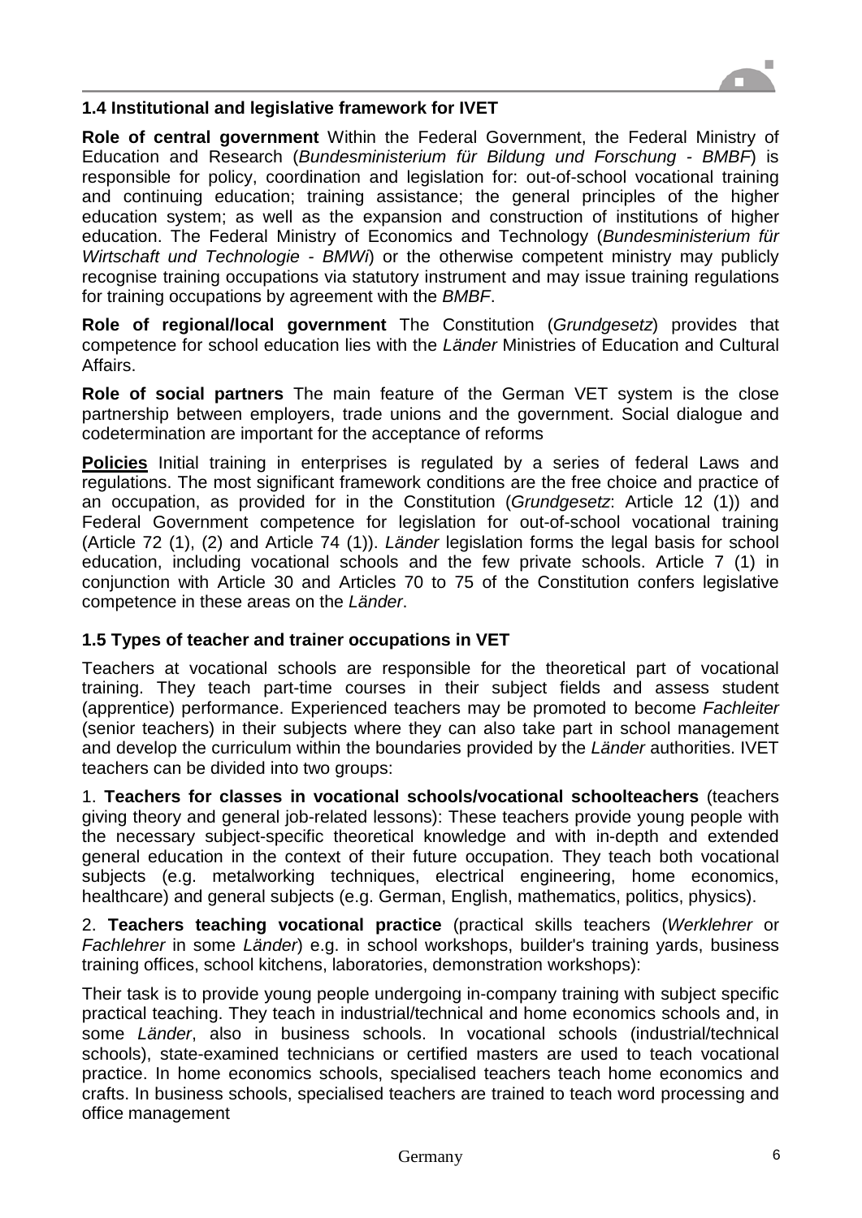## 1.4 Institutional and legislative framework for IVET

**Role of central government** Within the Federal Government, the Federal Ministry of Education and Research (*Bundesministerium für Bildung und Forschung - BMBF*) is responsible for policy, coordination and legislation for: out-of-school vocational training and continuing education; training assistance; the general principles of the higher education system; as well as the expansion and construction of institutions of higher education. The Federal Ministry of Economics and Technology (*Bundesministerium für Wirtschaft und Technologie - BMWi*) or the otherwise competent ministry may publicly recognise training occupations via statutory instrument and may issue training regulations for training occupations by agreement with the *BMBF*.

**Role of regional/local government** The Constitution (*Grundgesetz*) provides that competence for school education lies with the *Länder* Ministries of Education and Cultural Affairs.

**Role of social partners** The main feature of the German VET system is the close partnership between employers, trade unions and the government. Social dialogue and codetermination are important for the acceptance of reforms

**Policies** Initial training in enterprises is regulated by a series of federal Laws and regulations. The most significant framework conditions are the free choice and practice of an occupation, as provided for in the Constitution (*Grundgesetz*: Article 12 (1)) and Federal Government competence for legislation for out-of-school vocational training (Article 72 (1), (2) and Article 74 (1)). *Länder* legislation forms the legal basis for school education, including vocational schools and the few private schools. Article 7 (1) in conjunction with Article 30 and Articles 70 to 75 of the Constitution confers legislative competence in these areas on the *Länder*.

## 1.5 Types of teacher and trainer occupations in VET

Teachers at vocational schools are responsible for the theoretical part of vocational training. They teach part-time courses in their subject fields and assess student (apprentice) performance. Experienced teachers may be promoted to become *Fachleiter* (senior teachers) in their subjects where they can also take part in school management and develop the curriculum within the boundaries provided by the *Länder* authorities. IVET teachers can be divided into two groups:

1. **Teachers for classes in vocational schools/vocational schoolteachers** (teachers giving theory and general job-related lessons): These teachers provide young people with the necessary subject-specific theoretical knowledge and with in-depth and extended general education in the context of their future occupation. They teach both vocational subjects (e.g. metalworking techniques, electrical engineering, home economics, healthcare) and general subjects (e.g. German, English, mathematics, politics, physics).

2. **Teachers teaching vocational practice** (practical skills teachers (*Werklehrer* or *Fachlehrer* in some *Länder*) e.g. in school workshops, builder's training yards, business training offices, school kitchens, laboratories, demonstration workshops):

Their task is to provide young people undergoing in-company training with subject specific practical teaching. They teach in industrial/technical and home economics schools and, in some *Länder*, also in business schools. In vocational schools (industrial/technical schools), state-examined technicians or certified masters are used to teach vocational practice. In home economics schools, specialised teachers teach home economics and crafts. In business schools, specialised teachers are trained to teach word processing and office management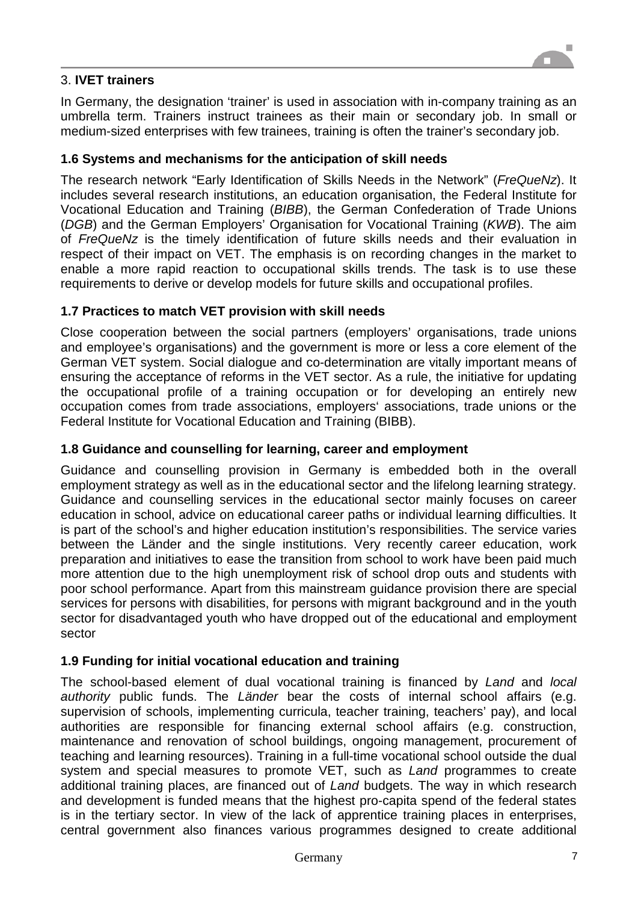3. **IVET trainers**

In Germany, the designation 'trainer' is used in association with in-company training as an umbrella term. Trainers instruct trainees as their main or secondary job. In small or medium-sized enterprises with few trainees, training is often the trainer's secondary job.

### 1.6 Systems and mechanisms for the anticipation of skill needs

The research network "Early Identification of Skills Needs in the Network" (*FreQueNz*). It includes several research institutions, an education organisation, the Federal Institute for Vocational Education and Training (*BIBB*), the German Confederation of Trade Unions (*DGB*) and the German Employers' Organisation for Vocational Training (*KWB*). The aim of *FreQueNz* is the timely identification of future skills needs and their evaluation in respect of their impact on VET. The emphasis is on recording changes in the market to enable a more rapid reaction to occupational skills trends. The task is to use these requirements to derive or develop models for future skills and occupational profiles.

### 1.7 Practices to match VET provision with skill needs

Close cooperation between the social partners (employers' organisations, trade unions and employee's organisations) and the government is more or less a core element of the German VET system. Social dialogue and co-determination are vitally important means of ensuring the acceptance of reforms in the VET sector. As a rule, the initiative for updating the occupational profile of a training occupation or for developing an entirely new occupation comes from trade associations, employers' associations, trade unions or the Federal Institute for Vocational Education and Training (BIBB).

### 1.8 Guidance and counselling for learning, career and employment

Guidance and counselling provision in Germany is embedded both in the overall employment strategy as well as in the educational sector and the lifelong learning strategy. Guidance and counselling services in the educational sector mainly focuses on career education in school, advice on educational career paths or individual learning difficulties. It is part of the school's and higher education institution's responsibilities. The service varies between the Länder and the single institutions. Very recently career education, work preparation and initiatives to ease the transition from school to work have been paid much more attention due to the high unemployment risk of school drop outs and students with poor school performance. Apart from this mainstream guidance provision there are special services for persons with disabilities, for persons with migrant background and in the youth sector for disadvantaged youth who have dropped out of the educational and employment sector

### 1.9 Funding for initial vocational education and training

The school-based element of dual vocational training is financed by *Land* and *local authority* public funds. The *Länder* bear the costs of internal school affairs (e.g. supervision of schools, implementing curricula, teacher training, teachers' pay), and local authorities are responsible for financing external school affairs (e.g. construction, maintenance and renovation of school buildings, ongoing management, procurement of teaching and learning resources). Training in a full-time vocational school outside the dual system and special measures to promote VET, such as *Land* programmes to create additional training places, are financed out of *Land* budgets. The way in which research and development is funded means that the highest pro-capita spend of the federal states is in the tertiary sector. In view of the lack of apprentice training places in enterprises, central government also finances various programmes designed to create additional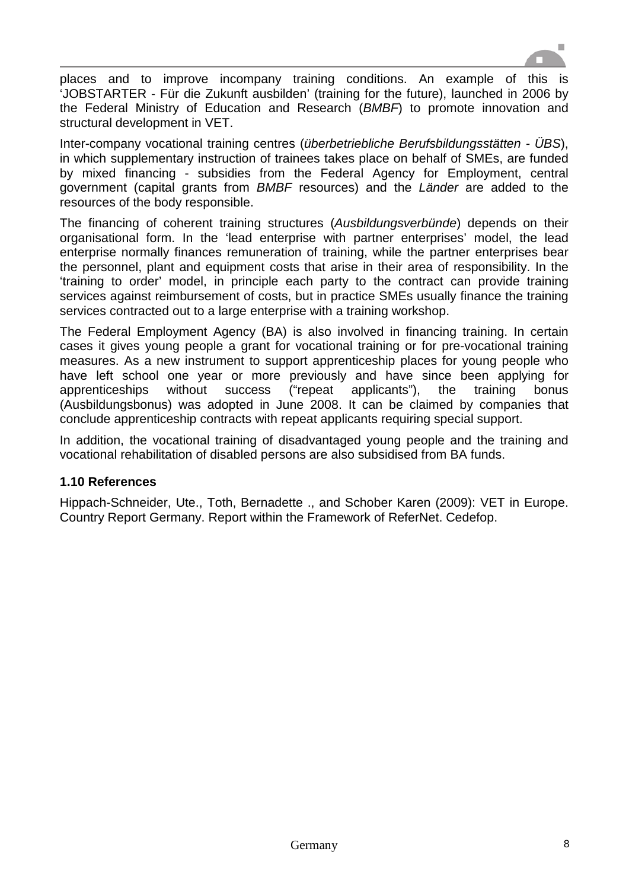places and to improve incompany training conditions. An example of this is 'JOBSTARTER - Für die Zukunft ausbilden' (training for the future), launched in 2006 by the Federal Ministry of Education and Research (*BMBF*) to promote innovation and structural development in VET.

Inter-company vocational training centres (*überbetriebliche Berufsbildungsstätten* - *ÜBS*), in which supplementary instruction of trainees takes place on behalf of SMEs, are funded by mixed financing - subsidies from the Federal Agency for Employment, central government (capital grants from *BMBF* resources) and the *Länder* are added to the resources of the body responsible.

The financing of coherent training structures (*Ausbildungsverbünde*) depends on their organisational form. In the 'lead enterprise with partner enterprises' model, the lead enterprise normally finances remuneration of training, while the partner enterprises bear the personnel, plant and equipment costs that arise in their area of responsibility. In the 'training to order' model, in principle each party to the contract can provide training services against reimbursement of costs, but in practice SMEs usually finance the training services contracted out to a large enterprise with a training workshop.

The Federal Employment Agency (BA) is also involved in financing training. In certain cases it gives young people a grant for vocational training or for pre-vocational training measures. As a new instrument to support apprenticeship places for young people who have left school one year or more previously and have since been applying for apprenticeships without success ("repeat applicants"), the training bonus (Ausbildungsbonus) was adopted in June 2008. It can be claimed by companies that conclude apprenticeship contracts with repeat applicants requiring special support.

In addition, the vocational training of disadvantaged young people and the training and vocational rehabilitation of disabled persons are also subsidised from BA funds.

### 1.10 References

Hippach-Schneider, Ute., Toth, Bernadette ., and Schober Karen (2009): VET in Europe. Country Report Germany. Report within the Framework of ReferNet. Cedefop.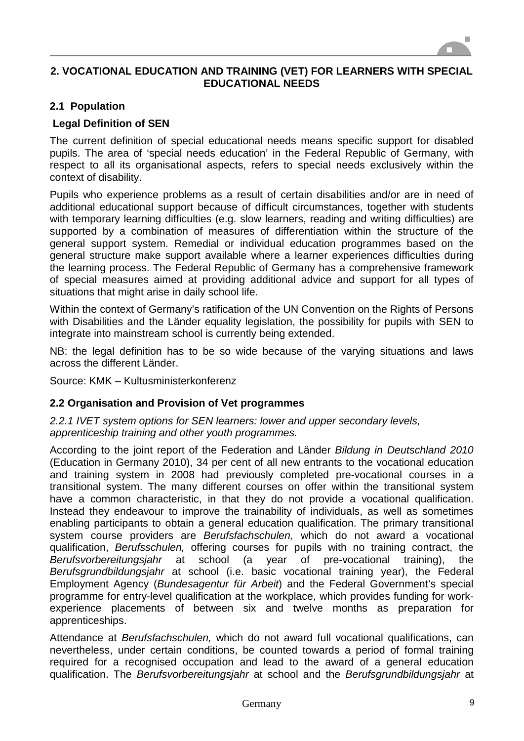## 2. VOCATIONAL EDUCATION AND TRAINING (VET) FOR LEARNERS WITH SPECIAL EDUCATIONAL NEEDS

### 2.1 Population

**Legal Definition of SEN**

The current definition of special educational needs means specific support for disabled pupils. The area of 'special needs education' in the Federal Republic of Germany, with respect to all its organisational aspects, refers to special needs exclusively within the context of disability.

Pupils who experience problems as a result of certain disabilities and/or are in need of additional educational support because of difficult circumstances, together with students with temporary learning difficulties (e.g. slow learners, reading and writing difficulties) are supported by a combination of measures of differentiation within the structure of the general support system. Remedial or individual education programmes based on the general structure make support available where a learner experiences difficulties during the learning process. The Federal Republic of Germany has a comprehensive framework of special measures aimed at providing additional advice and support for all types of situations that might arise in daily school life.

Within the context of Germany's ratification of the UN Convention on the Rights of Persons with Disabilities and the Länder equality legislation, the possibility for pupils with SEN to integrate into mainstream school is currently being extended.

NB: the legal definition has to be so wide because of the varying situations and laws across the different Länder.

Source: KMK – Kultusministerkonferenz

### 2.2 Organisation and Provision of Vet programmes

*2.2.1 IVET system options for SEN learners: lower and upper secondary levels, apprenticeship training and other youth programmes.*

According to the joint report of the Federation and Länder *Bildung in Deutschland 2010* (Education in Germany 2010), 34 per cent of all new entrants to the vocational education and training system in 2008 had previously completed pre-vocational courses in a transitional system. The many different courses on offer within the transitional system have a common characteristic, in that they do not provide a vocational qualification. Instead they endeavour to improve the trainability of individuals, as well as sometimes enabling participants to obtain a general education qualification. The primary transitional system course providers are *Berufsfachschulen,* which do not award a vocational qualification, *Berufsschulen,* offering courses for pupils with no training contract, the *Berufsvorbereitungsjahr* at school (a year of pre-vocational training), the *Berufsgrundbildungsjahr* at school (i.e. basic vocational training year), the Federal Employment Agency (*Bundesagentur für Arbeit*) and the Federal Government's special programme for entry-level qualification at the workplace, which provides funding for work-experience placements of between six and twelve months as preparation for apprenticeships.

Attendance at *Berufsfachschulen,* which do not award full vocational qualifications, can nevertheless, under certain conditions, be counted towards a period of formal training required for a recognised occupation and lead to the award of a general education qualification. The *Berufsvorbereitungsjahr* at school and the *Berufsgrundbildungsjahr* at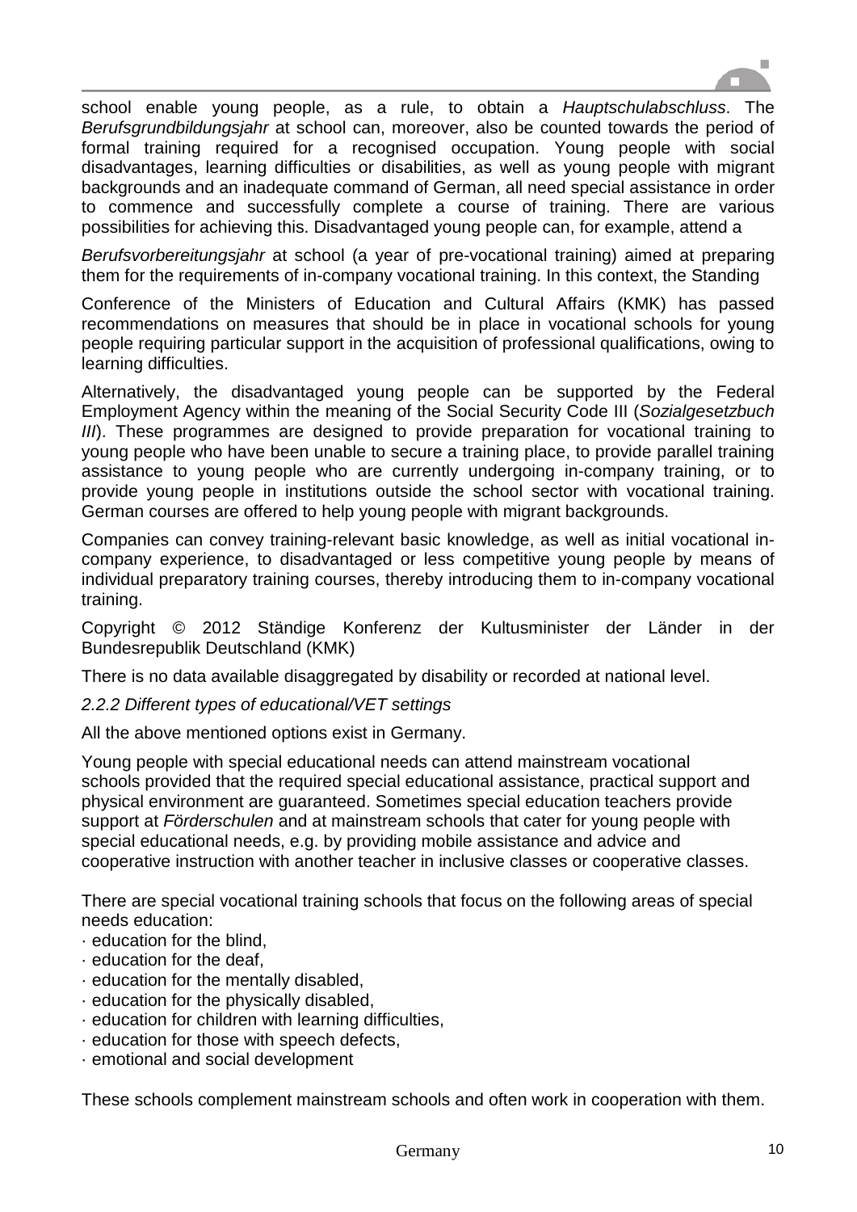school enable young people, as a rule, to obtain a *Hauptschulabschluss*. The *Berufsgrundbildungsjahr* at school can, moreover, also be counted towards the period of formal training required for a recognised occupation. Young people with social disadvantages, learning difficulties or disabilities, as well as young people with migrant backgrounds and an inadequate command of German, all need special assistance in order to commence and successfully complete a course of training. There are various possibilities for achieving this. Disadvantaged young people can, for example, attend a

*Berufsvorbereitungsjahr* at school (a year of pre-vocational training) aimed at preparing them for the requirements of in-company vocational training. In this context, the Standing

Conference of the Ministers of Education and Cultural Affairs (KMK) has passed recommendations on measures that should be in place in vocational schools for young people requiring particular support in the acquisition of professional qualifications, owing to learning difficulties.

Alternatively, the disadvantaged young people can be supported by the Federal Employment Agency within the meaning of the Social Security Code III (*Sozialgesetzbuch III*). These programmes are designed to provide preparation for vocational training to young people who have been unable to secure a training place, to provide parallel training assistance to young people who are currently undergoing in-company training, or to provide young people in institutions outside the school sector with vocational training. German courses are offered to help young people with migrant backgrounds.

Companies can convey training-relevant basic knowledge, as well as initial vocational in-company experience, to disadvantaged or less competitive young people by means of individual preparatory training courses, thereby introducing them to in-company vocational training.

Copyright © 2012 Ständige Konferenz der Kultusminister der Länder in der Bundesrepublik Deutschland (KMK)

There is no data available disaggregated by disability or recorded at national level.

*2.2.2 Different types of educational/VET settings*

All the above mentioned options exist in Germany.

Young people with special educational needs can attend mainstream vocational schools provided that the required special educational assistance, practical support and physical environment are guaranteed. Sometimes special education teachers provide support at *Förderschulen* and at mainstream schools that cater for young people with special educational needs, e.g. by providing mobile assistance and advice and cooperative instruction with another teacher in inclusive classes or cooperative classes.

There are special vocational training schools that focus on the following areas of special needs education:

- education for the blind,
- education for the deaf,
- education for the mentally disabled,
- education for the physically disabled,
- education for children with learning difficulties,
- education for those with speech defects,
- emotional and social development

These schools complement mainstream schools and often work in cooperation with them.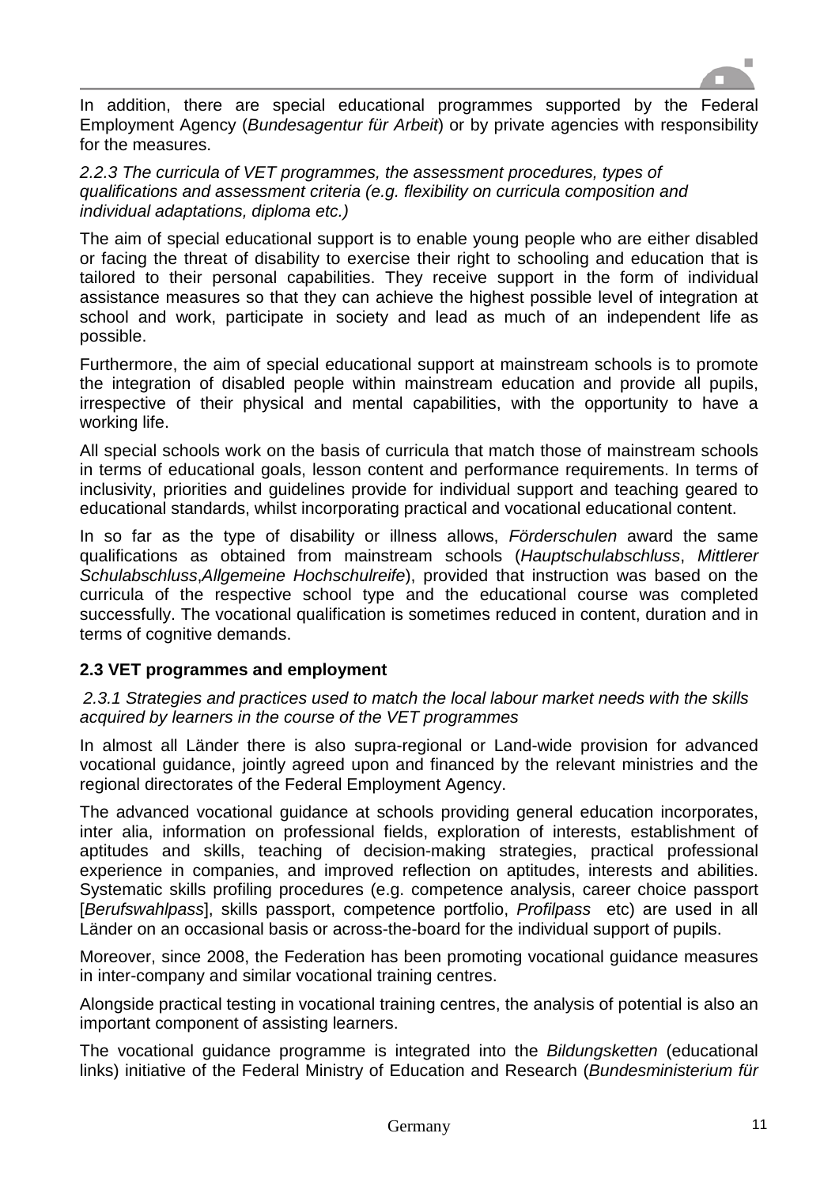In addition, there are special educational programmes supported by the Federal Employment Agency (*Bundesagentur für Arbeit*) or by private agencies with responsibility for the measures.

*2.2.3 The curricula of VET programmes, the assessment procedures, types of qualifications and assessment criteria (e.g. flexibility on curricula composition and individual adaptations, diploma etc.)*

The aim of special educational support is to enable young people who are either disabled or facing the threat of disability to exercise their right to schooling and education that is tailored to their personal capabilities. They receive support in the form of individual assistance measures so that they can achieve the highest possible level of integration at school and work, participate in society and lead as much of an independent life as possible.

Furthermore, the aim of special educational support at mainstream schools is to promote the integration of disabled people within mainstream education and provide all pupils, irrespective of their physical and mental capabilities, with the opportunity to have a working life.

All special schools work on the basis of curricula that match those of mainstream schools in terms of educational goals, lesson content and performance requirements. In terms of inclusivity, priorities and guidelines provide for individual support and teaching geared to educational standards, whilst incorporating practical and vocational educational content.

In so far as the type of disability or illness allows, *Förderschulen* award the same qualifications as obtained from mainstream schools (*Hauptschulabschluss*, *Mittlerer Schulabschluss*,*Allgemeine Hochschulreife*), provided that instruction was based on the curricula of the respective school type and the educational course was completed successfully. The vocational qualification is sometimes reduced in content, duration and in terms of cognitive demands.

### 2.3 VET programmes and employment

*2.3.1 Strategies and practices used to match the local labour market needs with the skills acquired by learners in the course of the VET programmes*

In almost all Länder there is also supra-regional or Land-wide provision for advanced vocational guidance, jointly agreed upon and financed by the relevant ministries and the regional directorates of the Federal Employment Agency.

The advanced vocational guidance at schools providing general education incorporates, inter alia, information on professional fields, exploration of interests, establishment of aptitudes and skills, teaching of decision-making strategies, practical professional experience in companies, and improved reflection on aptitudes, interests and abilities. Systematic skills profiling procedures (e.g. competence analysis, career choice passport [*Berufswahlpass*], skills passport, competence portfolio, *Profilpass* etc) are used in all Länder on an occasional basis or across-the-board for the individual support of pupils.

Moreover, since 2008, the Federation has been promoting vocational guidance measures in inter-company and similar vocational training centres.

Alongside practical testing in vocational training centres, the analysis of potential is also an important component of assisting learners.

The vocational guidance programme is integrated into the *Bildungsketten* (educational links) initiative of the Federal Ministry of Education and Research (*Bundesministerium für*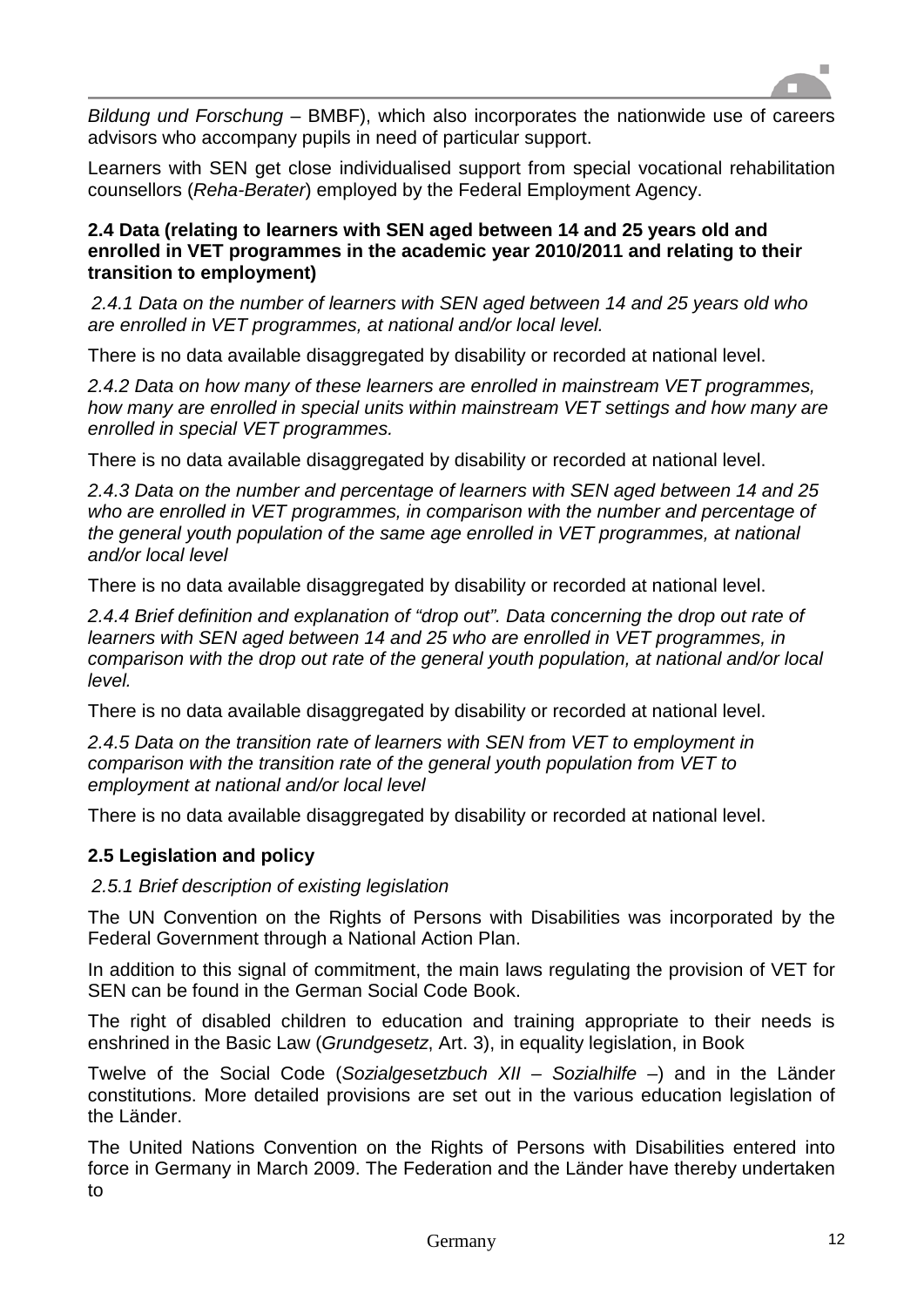*Bildung und Forschung* – BMBF), which also incorporates the nationwide use of careers advisors who accompany pupils in need of particular support.

Learners with SEN get close individualised support from special vocational rehabilitation counsellors (*Reha-Berater*) employed by the Federal Employment Agency.

### 2.4 Data (relating to learners with SEN aged between 14 and 25 years old and enrolled in VET programmes in the academic year 2010/2011 and relating to their transition to employment)

*2.4.1 Data on the number of learners with SEN aged between 14 and 25 years old who are enrolled in VET programmes, at national and/or local level.*

There is no data available disaggregated by disability or recorded at national level.

*2.4.2 Data on how many of these learners are enrolled in mainstream VET programmes, how many are enrolled in special units within mainstream VET settings and how many are enrolled in special VET programmes.*

There is no data available disaggregated by disability or recorded at national level.

*2.4.3 Data on the number and percentage of learners with SEN aged between 14 and 25 who are enrolled in VET programmes, in comparison with the number and percentage of the general youth population of the same age enrolled in VET programmes, at national and/or local level*

There is no data available disaggregated by disability or recorded at national level.

*2.4.4 Brief definition and explanation of "drop out". Data concerning the drop out rate of learners with SEN aged between 14 and 25 who are enrolled in VET programmes, in comparison with the drop out rate of the general youth population, at national and/or local level.*

There is no data available disaggregated by disability or recorded at national level.

*2.4.5 Data on the transition rate of learners with SEN from VET to employment in comparison with the transition rate of the general youth population from VET to employment at national and/or local level*

There is no data available disaggregated by disability or recorded at national level.

### 2.5 Legislation and policy

*2.5.1 Brief description of existing legislation*

The UN Convention on the Rights of Persons with Disabilities was incorporated by the Federal Government through a National Action Plan.

In addition to this signal of commitment, the main laws regulating the provision of VET for SEN can be found in the German Social Code Book.

The right of disabled children to education and training appropriate to their needs is enshrined in the Basic Law (*Grundgesetz*, Art. 3), in equality legislation, in Book

Twelve of the Social Code (*Sozialgesetzbuch XII – Sozialhilfe* –) and in the Länder constitutions. More detailed provisions are set out in the various education legislation of the Länder.

The United Nations Convention on the Rights of Persons with Disabilities entered into force in Germany in March 2009. The Federation and the Länder have thereby undertaken to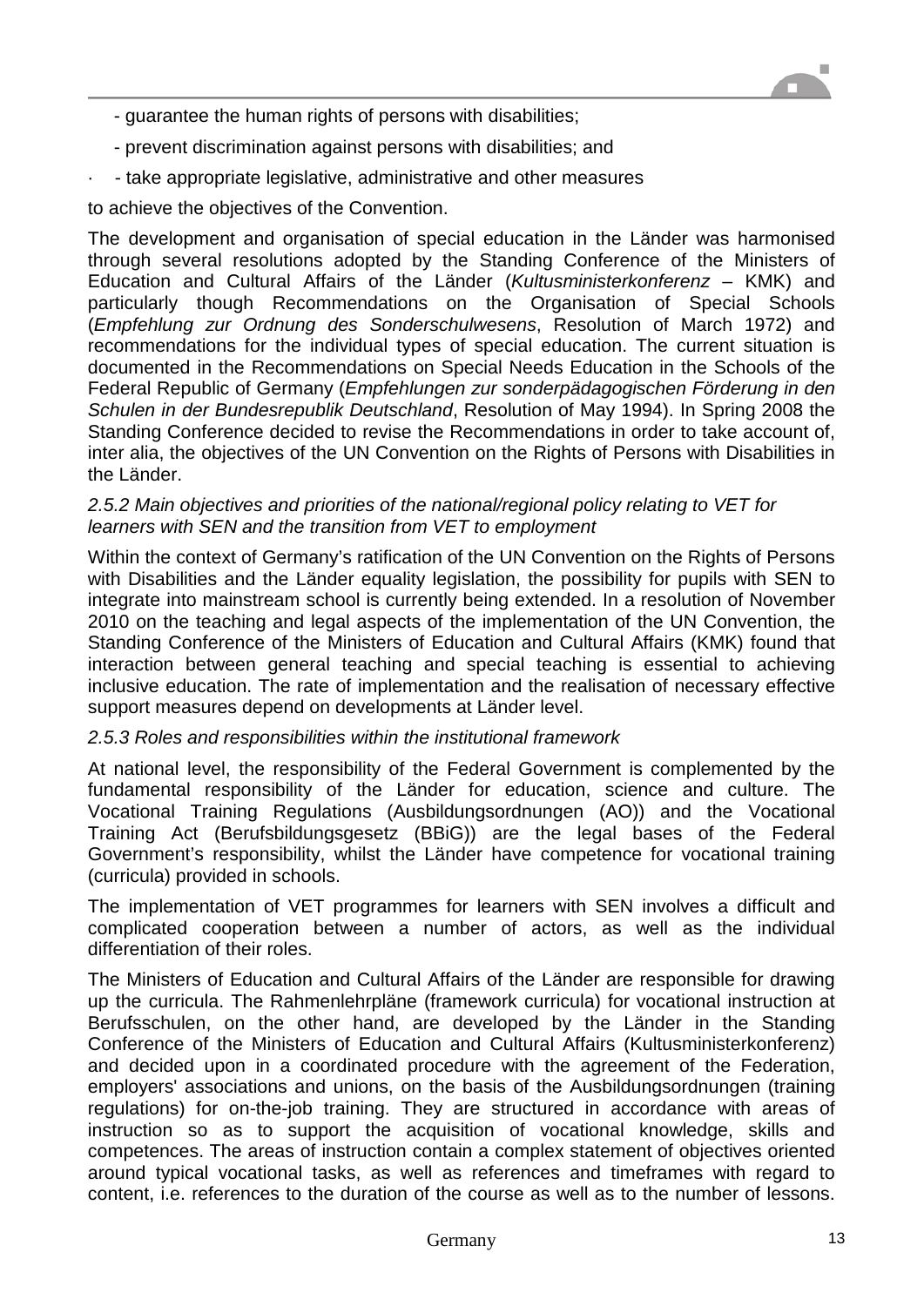- guarantee the human rights of persons with disabilities;
- prevent discrimination against persons with disabilities; and
- take appropriate legislative, administrative and other measures

to achieve the objectives of the Convention.

The development and organisation of special education in the Länder was harmonised through several resolutions adopted by the Standing Conference of the Ministers of Education and Cultural Affairs of the Länder (*Kultusministerkonferenz* – KMK) and particularly though Recommendations on the Organisation of Special Schools (*Empfehlung zur Ordnung des Sonderschulwesens*, Resolution of March 1972) and recommendations for the individual types of special education. The current situation is documented in the Recommendations on Special Needs Education in the Schools of the Federal Republic of Germany (*Empfehlungen zur sonderpädagogischen Förderung in den Schulen in der Bundesrepublik Deutschland*, Resolution of May 1994). In Spring 2008 the Standing Conference decided to revise the Recommendations in order to take account of, inter alia, the objectives of the UN Convention on the Rights of Persons with Disabilities in the Länder.

### *2.5.2 Main objectives and priorities of the national/regional policy relating to VET for learners with SEN and the transition from VET to employment*

Within the context of Germany's ratification of the UN Convention on the Rights of Persons with Disabilities and the Länder equality legislation, the possibility for pupils with SEN to integrate into mainstream school is currently being extended. In a resolution of November 2010 on the teaching and legal aspects of the implementation of the UN Convention, the Standing Conference of the Ministers of Education and Cultural Affairs (KMK) found that interaction between general teaching and special teaching is essential to achieving inclusive education. The rate of implementation and the realisation of necessary effective support measures depend on developments at Länder level.

### *2.5.3 Roles and responsibilities within the institutional framework*

At national level, the responsibility of the Federal Government is complemented by the fundamental responsibility of the Länder for education, science and culture. The Vocational Training Regulations (Ausbildungsordnungen (AO)) and the Vocational Training Act (Berufsbildungsgesetz (BBiG)) are the legal bases of the Federal Government's responsibility, whilst the Länder have competence for vocational training (curricula) provided in schools.

The implementation of VET programmes for learners with SEN involves a difficult and complicated cooperation between a number of actors, as well as the individual differentiation of their roles.

The Ministers of Education and Cultural Affairs of the Länder are responsible for drawing up the curricula. The Rahmenlehrpläne (framework curricula) for vocational instruction at Berufsschulen, on the other hand, are developed by the Länder in the Standing Conference of the Ministers of Education and Cultural Affairs (Kultusministerkonferenz) and decided upon in a coordinated procedure with the agreement of the Federation, employers' associations and unions, on the basis of the Ausbildungsordnungen (training regulations) for on-the-job training. They are structured in accordance with areas of instruction so as to support the acquisition of vocational knowledge, skills and competences. The areas of instruction contain a complex statement of objectives oriented around typical vocational tasks, as well as references and timeframes with regard to content, i.e. references to the duration of the course as well as to the number of lessons.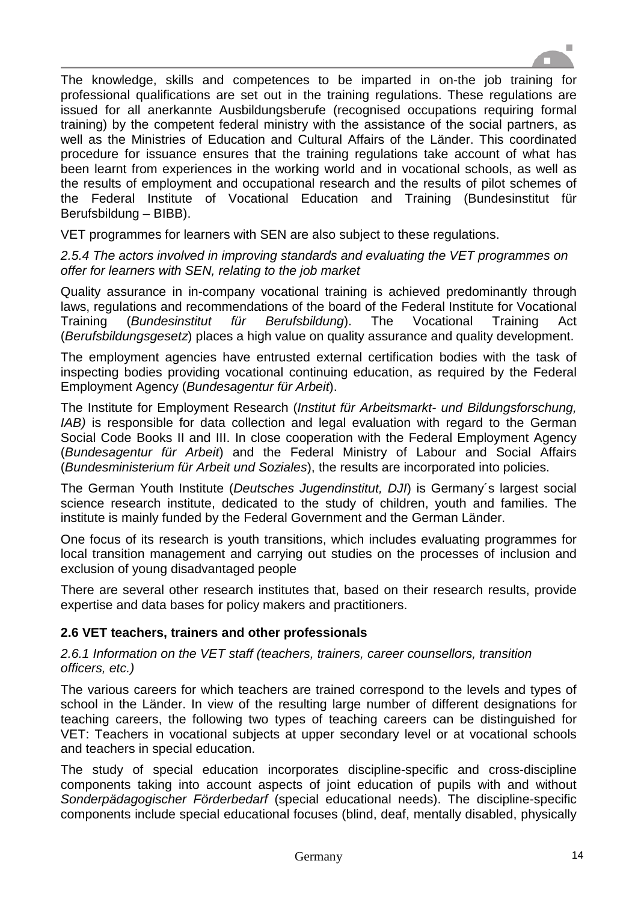The knowledge, skills and competences to be imparted in on-the job training for professional qualifications are set out in the training regulations. These regulations are issued for all anerkannte Ausbildungsberufe (recognised occupations requiring formal training) by the competent federal ministry with the assistance of the social partners, as well as the Ministries of Education and Cultural Affairs of the Länder. This coordinated procedure for issuance ensures that the training regulations take account of what has been learnt from experiences in the working world and in vocational schools, as well as the results of employment and occupational research and the results of pilot schemes of the Federal Institute of Vocational Education and Training (Bundesinstitut für Berufsbildung – BIBB).

VET programmes for learners with SEN are also subject to these regulations.

*2.5.4 The actors involved in improving standards and evaluating the VET programmes on offer for learners with SEN, relating to the job market*

Quality assurance in in-company vocational training is achieved predominantly through laws, regulations and recommendations of the board of the Federal Institute for Vocational Training (*Bundesinstitut für Berufsbildung*). The Vocational Training Act (*Berufsbildungsgesetz*) places a high value on quality assurance and quality development.

The employment agencies have entrusted external certification bodies with the task of inspecting bodies providing vocational continuing education, as required by the Federal Employment Agency (*Bundesagentur für Arbeit*).

The Institute for Employment Research (*Institut für Arbeitsmarkt- und Bildungsforschung, IAB)* is responsible for data collection and legal evaluation with regard to the German Social Code Books II and III. In close cooperation with the Federal Employment Agency (*Bundesagentur für Arbeit*) and the Federal Ministry of Labour and Social Affairs (*Bundesministerium für Arbeit und Soziales*), the results are incorporated into policies.

The German Youth Institute (*Deutsches Jugendinstitut, DJI*) is Germany´s largest social science research institute, dedicated to the study of children, youth and families. The institute is mainly funded by the Federal Government and the German Länder.

One focus of its research is youth transitions, which includes evaluating programmes for local transition management and carrying out studies on the processes of inclusion and exclusion of young disadvantaged people

There are several other research institutes that, based on their research results, provide expertise and data bases for policy makers and practitioners.

## 2.6 VET teachers, trainers and other professionals

*2.6.1 Information on the VET staff (teachers, trainers, career counsellors, transition officers, etc.)*

The various careers for which teachers are trained correspond to the levels and types of school in the Länder. In view of the resulting large number of different designations for teaching careers, the following two types of teaching careers can be distinguished for VET: Teachers in vocational subjects at upper secondary level or at vocational schools and teachers in special education.

The study of special education incorporates discipline-specific and cross-discipline components taking into account aspects of joint education of pupils with and without *Sonderpädagogischer Förderbedarf* (special educational needs). The discipline-specific components include special educational focuses (blind, deaf, mentally disabled, physically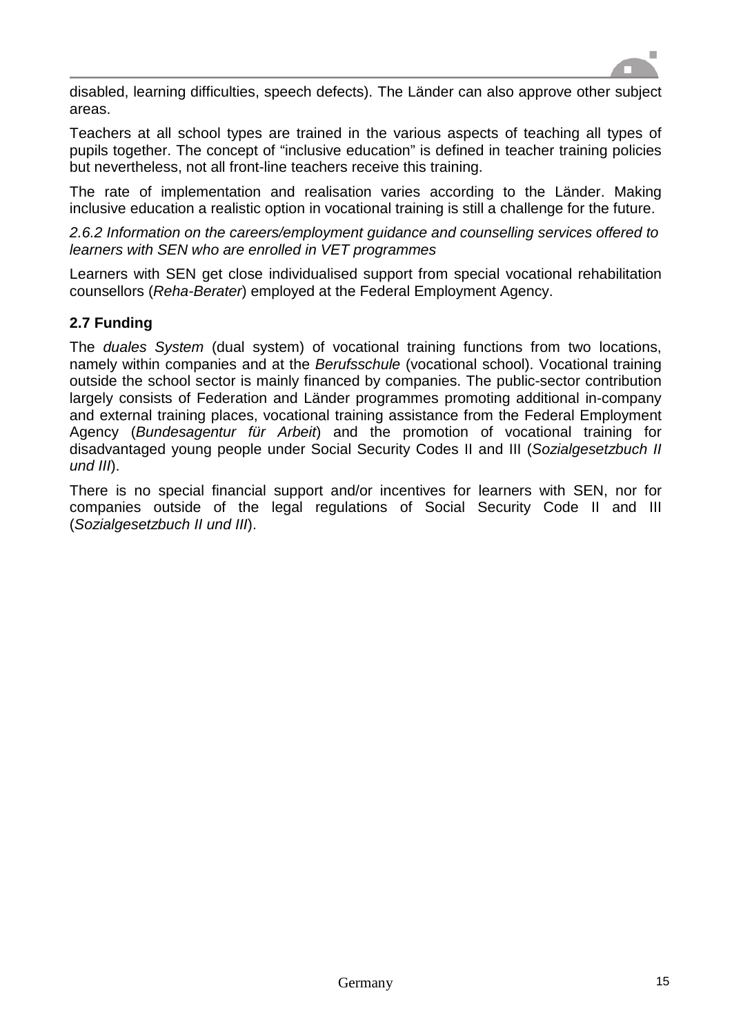disabled, learning difficulties, speech defects). The Länder can also approve other subject areas.

Teachers at all school types are trained in the various aspects of teaching all types of pupils together. The concept of "inclusive education" is defined in teacher training policies but nevertheless, not all front-line teachers receive this training.

The rate of implementation and realisation varies according to the Länder. Making inclusive education a realistic option in vocational training is still a challenge for the future.

*2.6.2 Information on the careers/employment guidance and counselling services offered to learners with SEN who are enrolled in VET programmes*

Learners with SEN get close individualised support from special vocational rehabilitation counsellors (*Reha-Berater*) employed at the Federal Employment Agency.

### 2.7 Funding

The *duales System* (dual system) of vocational training functions from two locations, namely within companies and at the *Berufsschule* (vocational school). Vocational training outside the school sector is mainly financed by companies. The public-sector contribution largely consists of Federation and Länder programmes promoting additional in-company and external training places, vocational training assistance from the Federal Employment Agency (*Bundesagentur für Arbeit*) and the promotion of vocational training for disadvantaged young people under Social Security Codes II and III (*Sozialgesetzbuch II und III*).

There is no special financial support and/or incentives for learners with SEN, nor for companies outside of the legal regulations of Social Security Code II and III (*Sozialgesetzbuch II und III*).